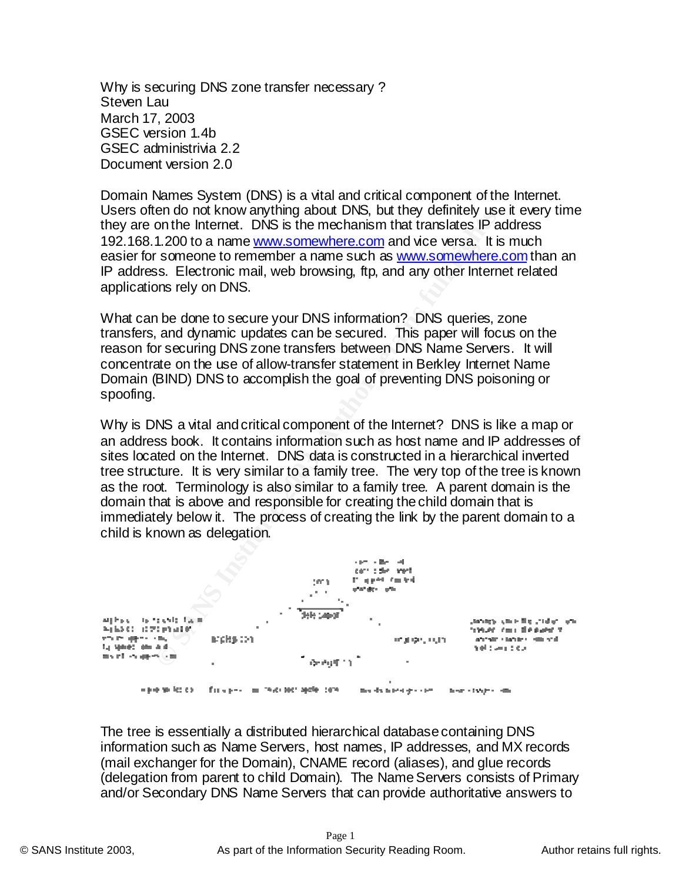Why is securing DNS zone transfer necessary ?
Steven Lau
March 17, 2003
GSEC version 1.4b
GSEC administrivia 2.2
Document version 2.0

Domain Names System (DNS) is a vital and critical component of the Internet. Users often do not know anything about DNS, but they definitely use it every time they are on the Internet. DNS is the mechanism that translates IP address 192.168.1.200 to a name www.somewhere.com and vice versa. It is much easier for someone to remember a name such as www.somewhere.com than an IP address. Electronic mail, web browsing, ftp, and any other Internet related applications rely on DNS.

What can be done to secure your DNS information? DNS queries, zone transfers, and dynamic updates can be secured. This paper will focus on the reason for securing DNS zone transfers between DNS Name Servers. It will concentrate on the use of allow-transfer statement in Berkley Internet Name Domain (BIND) DNS to accomplish the goal of preventing DNS poisoning or spoofing.

Why is DNS a vital and critical component of the Internet? DNS is like a map or an address book. It contains information such as host name and IP addresses of sites located on the Internet. DNS data is constructed in a hierarchical inverted tree structure. It is very similar to a family tree. The very top of the tree is known as the root. Terminology is also similar to a family tree. A parent domain is the domain that is above and responsible for creating the child domain that is immediately below it. The process of creating the link by the parent domain to a child is known as delegation.

The tree is essentially a distributed hierarchical database containing DNS information such as Name Servers, host names, IP addresses, and MX records (mail exchanger for the Domain), CNAME record (aliases), and glue records (delegation from parent to child Domain). The Name Servers consists of Primary and/or Secondary DNS Name Servers that can provide authoritative answers to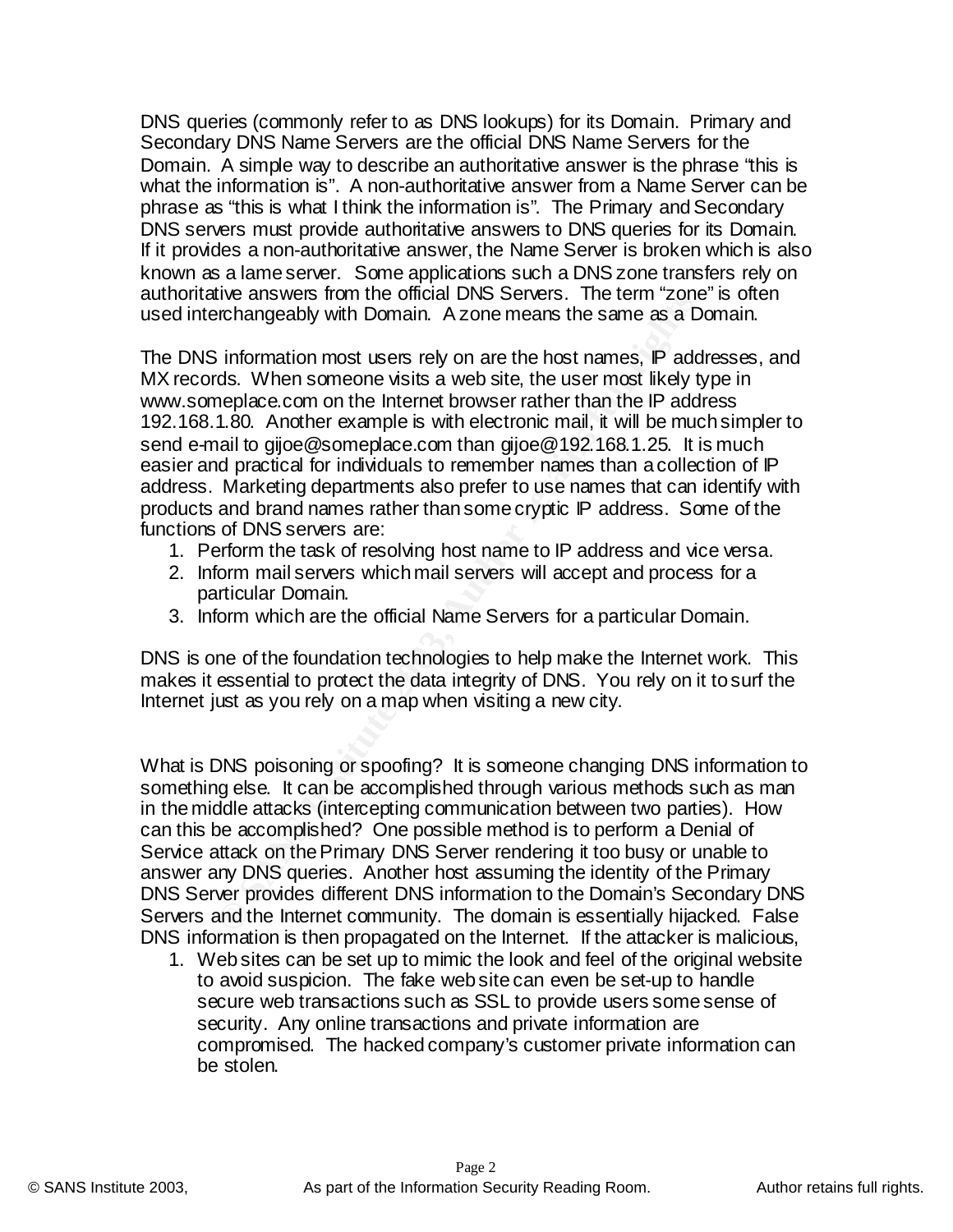DNS queries (commonly refer to as DNS lookups) for its Domain. Primary and Secondary DNS Name Servers are the official DNS Name Servers for the Domain. A simple way to describe an authoritative answer is the phrase "this is what the information is". A non-authoritative answer from a Name Server can be phrase as "this is what I think the information is". The Primary and Secondary DNS servers must provide authoritative answers to DNS queries for its Domain. If it provides a non-authoritative answer, the Name Server is broken which is also known as a lame server. Some applications such a DNS zone transfers rely on authoritative answers from the official DNS Servers. The term "zone" is often used interchangeably with Domain. A zone means the same as a Domain.

The DNS information most users rely on are the host names, IP addresses, and MX records. When someone visits a web site, the user most likely type in www.someplace.com on the Internet browser rather than the IP address 192.168.1.80. Another example is with electronic mail, it will be much simpler to send e-mail to gijoe@someplace.com than gijoe@192.168.1.25. It is much easier and practical for individuals to remember names than a collection of IP address. Marketing departments also prefer to use names that can identify with products and brand names rather than some cryptic IP address. Some of the functions of DNS servers are:

1. Perform the task of resolving host name to IP address and vice versa.
2. Inform mail servers which mail servers will accept and process for a particular Domain.
3. Inform which are the official Name Servers for a particular Domain.

DNS is one of the foundation technologies to help make the Internet work. This makes it essential to protect the data integrity of DNS. You rely on it to surf the Internet just as you rely on a map when visiting a new city.

What is DNS poisoning or spoofing? It is someone changing DNS information to something else. It can be accomplished through various methods such as man in the middle attacks (intercepting communication between two parties). How can this be accomplished? One possible method is to perform a Denial of Service attack on the Primary DNS Server rendering it too busy or unable to answer any DNS queries. Another host assuming the identity of the Primary DNS Server provides different DNS information to the Domain's Secondary DNS Servers and the Internet community. The domain is essentially hijacked. False DNS information is then propagated on the Internet. If the attacker is malicious,

1. Web sites can be set up to mimic the look and feel of the original website to avoid suspicion. The fake web site can even be set-up to handle secure web transactions such as SSL to provide users some sense of security. Any online transactions and private information are compromised. The hacked company's customer private information can be stolen.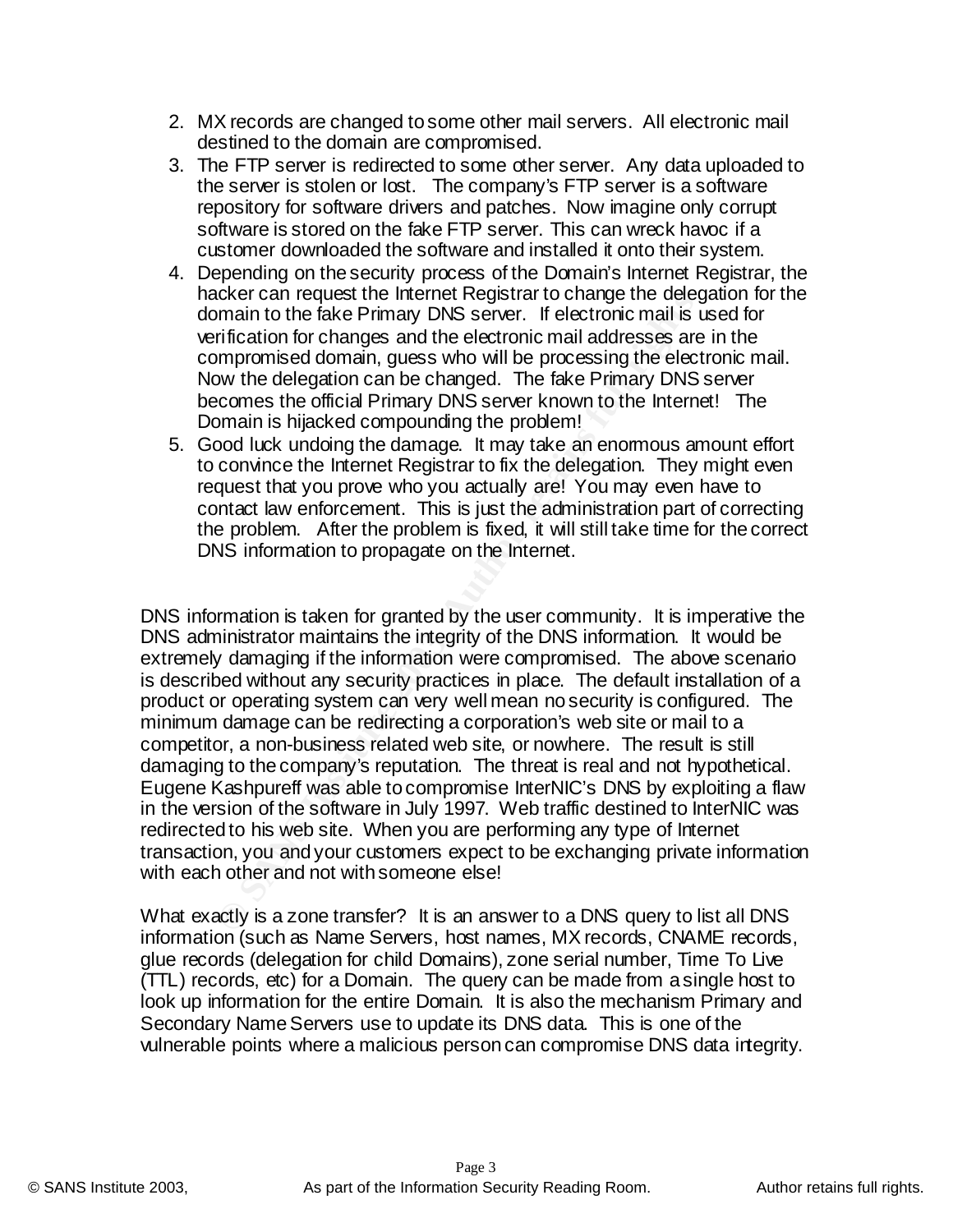2. MX records are changed to some other mail servers. All electronic mail destined to the domain are compromised.
3. The FTP server is redirected to some other server. Any data uploaded to the server is stolen or lost. The company's FTP server is a software repository for software drivers and patches. Now imagine only corrupt software is stored on the fake FTP server. This can wreck havoc if a customer downloaded the software and installed it onto their system.
4. Depending on the security process of the Domain's Internet Registrar, the hacker can request the Internet Registrar to change the delegation for the domain to the fake Primary DNS server. If electronic mail is used for verification for changes and the electronic mail addresses are in the compromised domain, guess who will be processing the electronic mail. Now the delegation can be changed. The fake Primary DNS server becomes the official Primary DNS server known to the Internet! The Domain is hijacked compounding the problem!
5. Good luck undoing the damage. It may take an enormous amount effort to convince the Internet Registrar to fix the delegation. They might even request that you prove who you actually are! You may even have to contact law enforcement. This is just the administration part of correcting the problem. After the problem is fixed, it will still take time for the correct DNS information to propagate on the Internet.

DNS information is taken for granted by the user community. It is imperative the DNS administrator maintains the integrity of the DNS information. It would be extremely damaging if the information were compromised. The above scenario is described without any security practices in place. The default installation of a product or operating system can very well mean no security is configured. The minimum damage can be redirecting a corporation's web site or mail to a competitor, a non-business related web site, or nowhere. The result is still damaging to the company's reputation. The threat is real and not hypothetical. Eugene Kashpureff was able to compromise InterNIC's DNS by exploiting a flaw in the version of the software in July 1997. Web traffic destined to InterNIC was redirected to his web site. When you are performing any type of Internet transaction, you and your customers expect to be exchanging private information with each other and not with someone else!

What exactly is a zone transfer? It is an answer to a DNS query to list all DNS information (such as Name Servers, host names, MX records, CNAME records, glue records (delegation for child Domains), zone serial number, Time To Live (TTL) records, etc) for a Domain. The query can be made from a single host to look up information for the entire Domain. It is also the mechanism Primary and Secondary Name Servers use to update its DNS data. This is one of the vulnerable points where a malicious person can compromise DNS data integrity.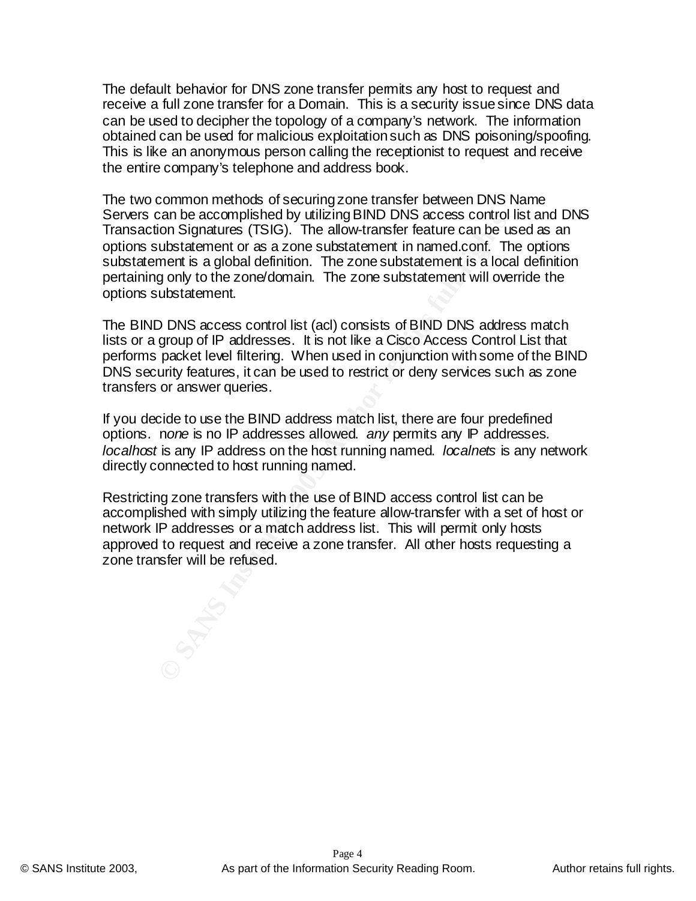The default behavior for DNS zone transfer permits any host to request and receive a full zone transfer for a Domain. This is a security issue since DNS data can be used to decipher the topology of a company's network. The information obtained can be used for malicious exploitation such as DNS poisoning/spoofing. This is like an anonymous person calling the receptionist to request and receive the entire company's telephone and address book.

The two common methods of securing zone transfer between DNS Name Servers can be accomplished by utilizing BIND DNS access control list and DNS Transaction Signatures (TSIG). The allow-transfer feature can be used as an options substatement or as a zone substatement in named.conf. The options substatement is a global definition. The zone substatement is a local definition pertaining only to the zone/domain. The zone substatement will override the options substatement.

The BIND DNS access control list (acl) consists of BIND DNS address match lists or a group of IP addresses. It is not like a Cisco Access Control List that performs packet level filtering. When used in conjunction with some of the BIND DNS security features, it can be used to restrict or deny services such as zone transfers or answer queries.

If you decide to use the BIND address match list, there are four predefined options. n*one* is no IP addresses allowed. *any* permits any IP addresses. *localhost* is any IP address on the host running named. *localnets* is any network directly connected to host running named.

Restricting zone transfers with the use of BIND access control list can be accomplished with simply utilizing the feature allow-transfer with a set of host or network IP addresses or a match address list. This will permit only hosts approved to request and receive a zone transfer. All other hosts requesting a zone transfer will be refused.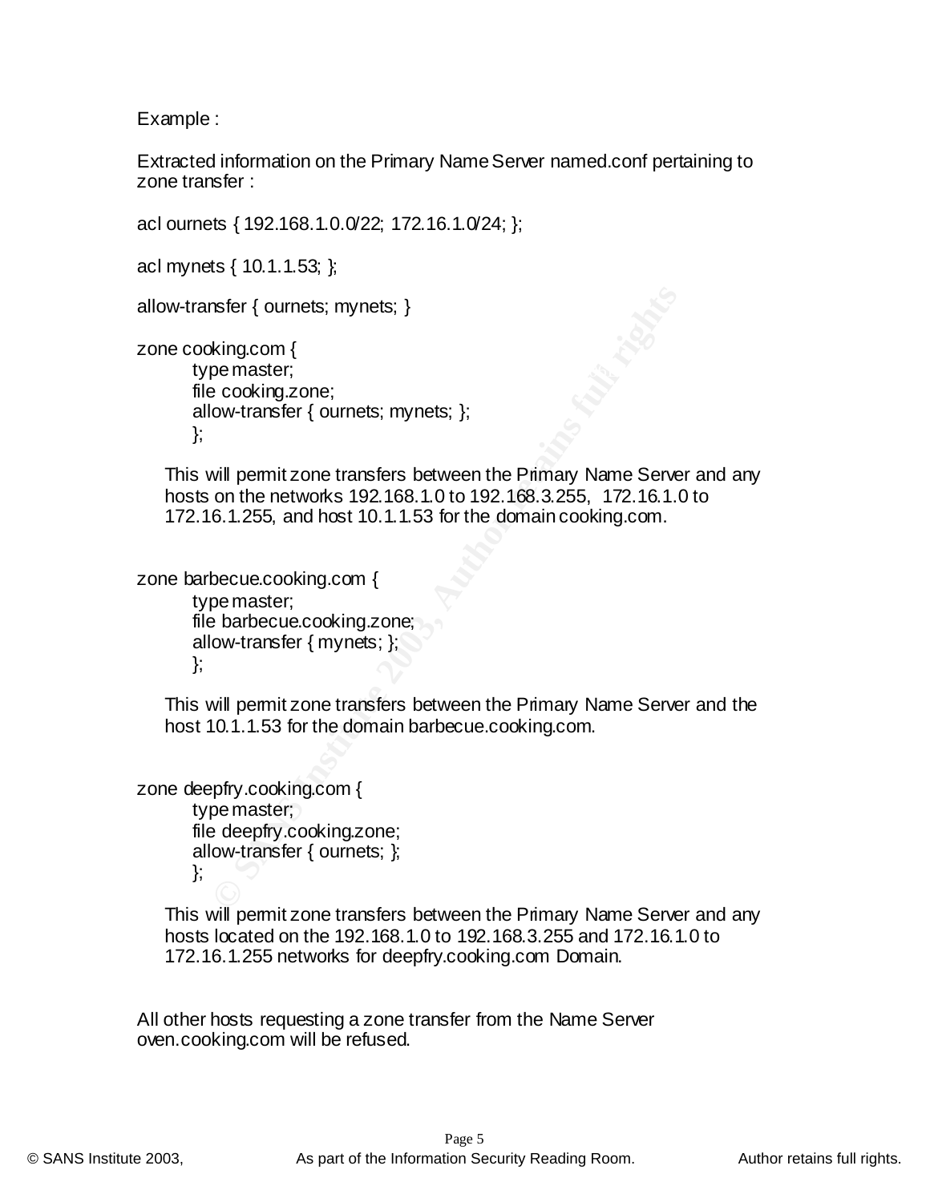Example :

Extracted information on the Primary Name Server named.conf pertaining to zone transfer :

```
acl ournets { 192.168.1.0.0/22; 172.16.1.0/24; };

acl mynets { 10.1.1.53; };

allow-transfer { ournets; mynets; }

zone cooking.com {
        type master;
        file cooking.zone;
        allow-transfer { ournets; mynets; };
        };
```

This will permit zone transfers between the Primary Name Server and any hosts on the networks 192.168.1.0 to 192.168.3.255, 172.16.1.0 to 172.16.1.255, and host 10.1.1.53 for the domain cooking.com.

```
zone barbecue.cooking.com {
        type master;
        file barbecue.cooking.zone;
        allow-transfer { mynets; };
        };
```

This will permit zone transfers between the Primary Name Server and the host 10.1.1.53 for the domain barbecue.cooking.com.

```
zone deepfry.cooking.com {
        type master;
        file deepfry.cooking.zone;
        allow-transfer { ournets; };
        };
```

This will permit zone transfers between the Primary Name Server and any hosts located on the 192.168.1.0 to 192.168.3.255 and 172.16.1.0 to 172.16.1.255 networks for deepfry.cooking.com Domain.

All other hosts requesting a zone transfer from the Name Server oven.cooking.com will be refused.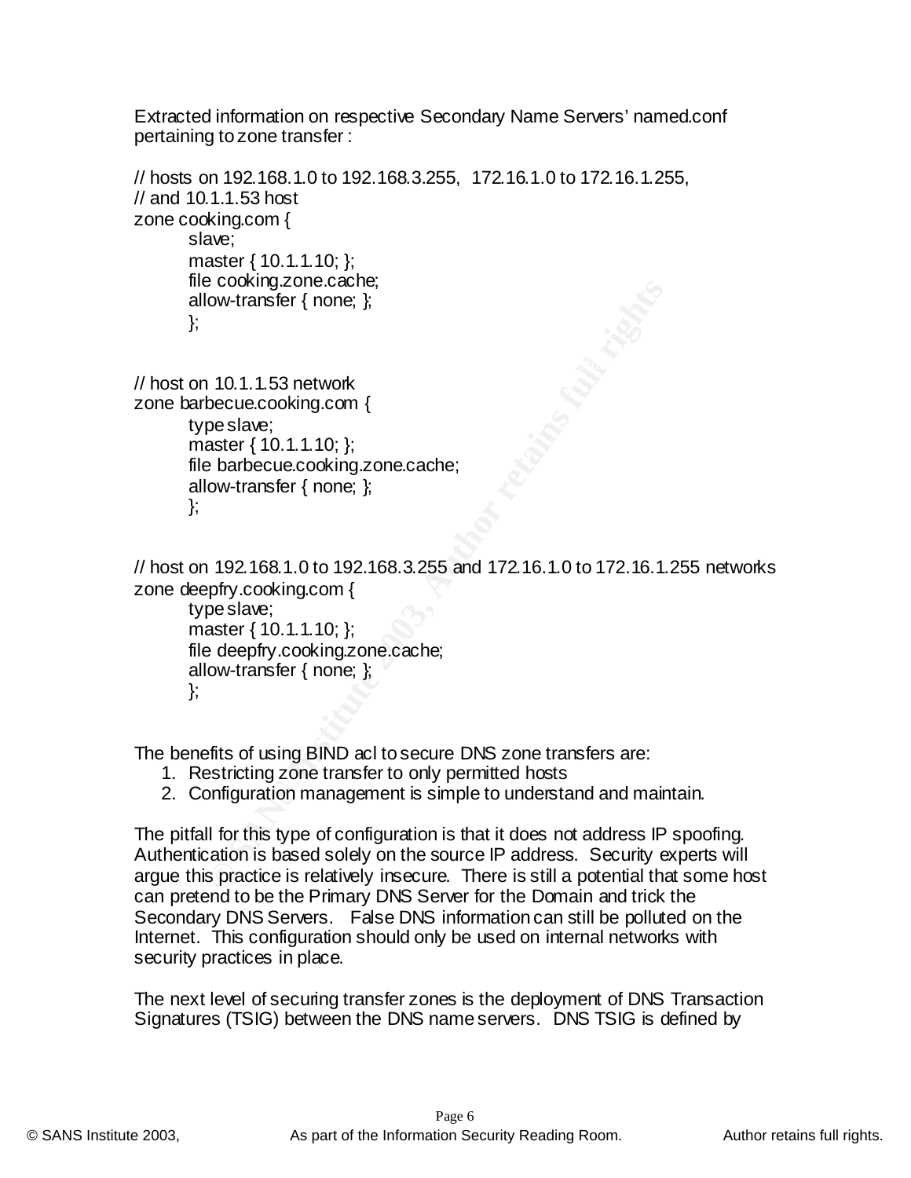Extracted information on respective Secondary Name Servers' named.conf pertaining to zone transfer :

```
// hosts on 192.168.1.0 to 192.168.3.255,  172.16.1.0 to 172.16.1.255,
// and 10.1.1.53 host
zone cooking.com {
        slave;
        master { 10.1.1.10; };
        file cooking.zone.cache;
        allow-transfer { none; };
        };


// host on 10.1.1.53 network
zone barbecue.cooking.com {
        type slave;
        master { 10.1.1.10; };
        file barbecue.cooking.zone.cache;
        allow-transfer { none; };
        };


// host on 192.168.1.0 to 192.168.3.255 and 172.16.1.0 to 172.16.1.255 networks
zone deepfry.cooking.com {
        type slave;
        master { 10.1.1.10; };
        file deepfry.cooking.zone.cache;
        allow-transfer { none; };
        };
```

The benefits of using BIND acl to secure DNS zone transfers are:

1. Restricting zone transfer to only permitted hosts
2. Configuration management is simple to understand and maintain.

The pitfall for this type of configuration is that it does not address IP spoofing. Authentication is based solely on the source IP address. Security experts will argue this practice is relatively insecure. There is still a potential that some host can pretend to be the Primary DNS Server for the Domain and trick the Secondary DNS Servers. False DNS information can still be polluted on the Internet. This configuration should only be used on internal networks with security practices in place.

The next level of securing transfer zones is the deployment of DNS Transaction Signatures (TSIG) between the DNS name servers. DNS TSIG is defined by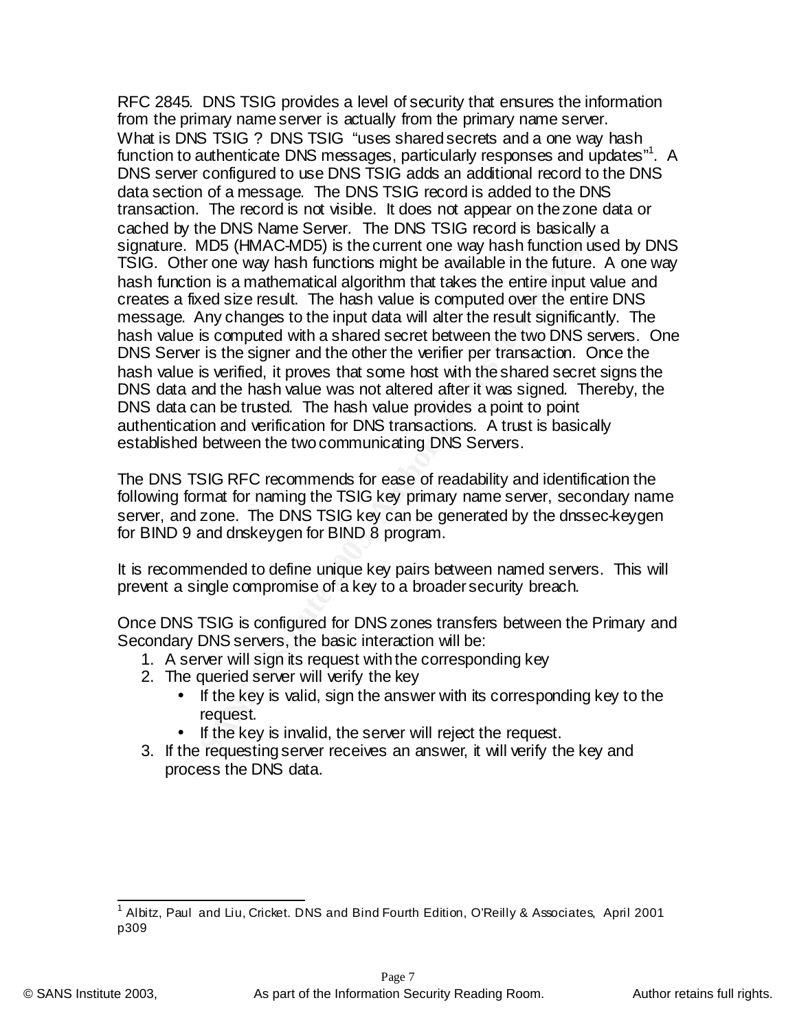RFC 2845. DNS TSIG provides a level of security that ensures the information from the primary name server is actually from the primary name server. What is DNS TSIG ? DNS TSIG "uses shared secrets and a one way hash function to authenticate DNS messages, particularly responses and updates"[1]. A DNS server configured to use DNS TSIG adds an additional record to the DNS data section of a message. The DNS TSIG record is added to the DNS transaction. The record is not visible. It does not appear on the zone data or cached by the DNS Name Server. The DNS TSIG record is basically a signature. MD5 (HMAC-MD5) is the current one way hash function used by DNS TSIG. Other one way hash functions might be available in the future. A one way hash function is a mathematical algorithm that takes the entire input value and creates a fixed size result. The hash value is computed over the entire DNS message. Any changes to the input data will alter the result significantly. The hash value is computed with a shared secret between the two DNS servers. One DNS Server is the signer and the other the verifier per transaction. Once the hash value is verified, it proves that some host with the shared secret signs the DNS data and the hash value was not altered after it was signed. Thereby, the DNS data can be trusted. The hash value provides a point to point authentication and verification for DNS transactions. A trust is basically established between the two communicating DNS Servers.

The DNS TSIG RFC recommends for ease of readability and identification the following format for naming the TSIG key primary name server, secondary name server, and zone. The DNS TSIG key can be generated by the dnssec-keygen for BIND 9 and dnskeygen for BIND 8 program.

It is recommended to define unique key pairs between named servers. This will prevent a single compromise of a key to a broader security breach.

Once DNS TSIG is configured for DNS zones transfers between the Primary and Secondary DNS servers, the basic interaction will be:

1. A server will sign its request with the corresponding key
2. The queried server will verify the key
   - If the key is valid, sign the answer with its corresponding key to the request.
   - If the key is invalid, the server will reject the request.
3. If the requesting server receives an answer, it will verify the key and process the DNS data.

---

[1] Albitz, Paul and Liu, Cricket. DNS and Bind Fourth Edition, O'Reilly & Associates, April 2001 p309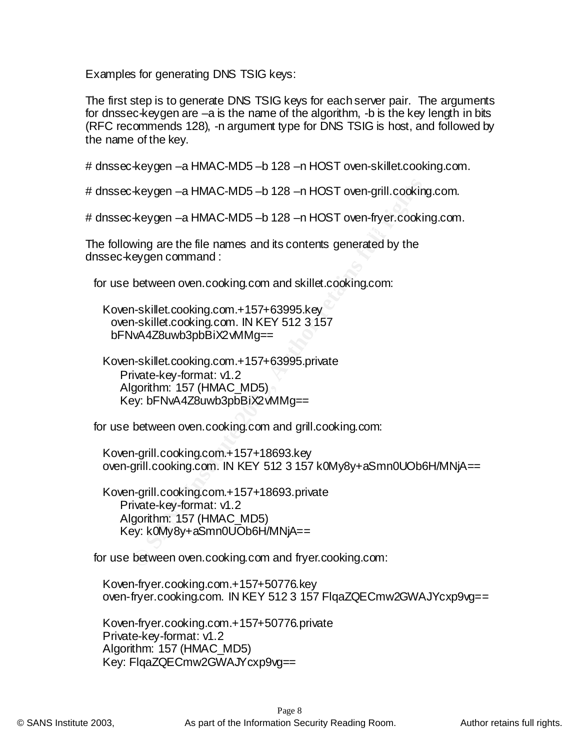Examples for generating DNS TSIG keys:

The first step is to generate DNS TSIG keys for each server pair. The arguments for dnssec-keygen are –a is the name of the algorithm, -b is the key length in bits (RFC recommends 128), -n argument type for DNS TSIG is host, and followed by the name of the key.

```
# dnssec-keygen –a HMAC-MD5 –b 128 –n HOST oven-skillet.cooking.com.

# dnssec-keygen –a HMAC-MD5 –b 128 –n HOST oven-grill.cooking.com.

# dnssec-keygen –a HMAC-MD5 –b 128 –n HOST oven-fryer.cooking.com.
```

The following are the file names and its contents generated by the dnssec-keygen command :

for use between oven.cooking.com and skillet.cooking.com:

```
Koven-skillet.cooking.com.+157+63995.key
  oven-skillet.cooking.com. IN KEY 512 3 157
  bFNvA4Z8uwb3pbBiX2vMMg==

Koven-skillet.cooking.com.+157+63995.private
    Private-key-format: v1.2
    Algorithm: 157 (HMAC_MD5)
    Key: bFNvA4Z8uwb3pbBiX2vMMg==
```

for use between oven.cooking.com and grill.cooking.com:

```
Koven-grill.cooking.com.+157+18693.key
oven-grill.cooking.com. IN KEY 512 3 157 k0My8y+aSmn0UOb6H/MNjA==

Koven-grill.cooking.com.+157+18693.private
    Private-key-format: v1.2
    Algorithm: 157 (HMAC_MD5)
    Key: k0My8y+aSmn0UOb6H/MNjA==
```

for use between oven.cooking.com and fryer.cooking.com:

```
Koven-fryer.cooking.com.+157+50776.key
oven-fryer.cooking.com. IN KEY 512 3 157 FlqaZQECmw2GWAJYcxp9vg==

Koven-fryer.cooking.com.+157+50776.private
Private-key-format: v1.2
Algorithm: 157 (HMAC_MD5)
Key: FlqaZQECmw2GWAJYcxp9vg==
```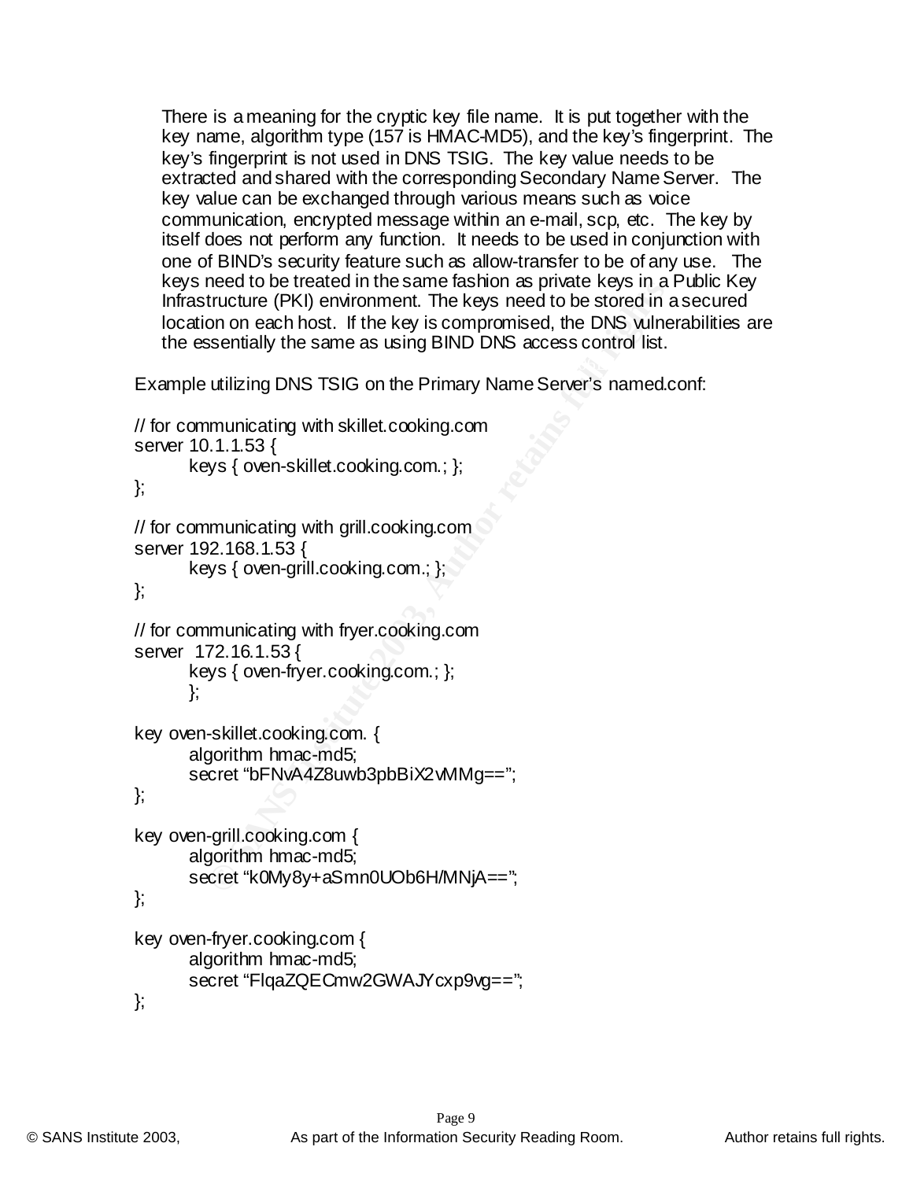There is a meaning for the cryptic key file name. It is put together with the key name, algorithm type (157 is HMAC-MD5), and the key's fingerprint. The key's fingerprint is not used in DNS TSIG. The key value needs to be extracted and shared with the corresponding Secondary Name Server. The key value can be exchanged through various means such as voice communication, encrypted message within an e-mail, scp, etc. The key by itself does not perform any function. It needs to be used in conjunction with one of BIND's security feature such as allow-transfer to be of any use. The keys need to be treated in the same fashion as private keys in a Public Key Infrastructure (PKI) environment. The keys need to be stored in a secured location on each host. If the key is compromised, the DNS vulnerabilities are the essentially the same as using BIND DNS access control list.

Example utilizing DNS TSIG on the Primary Name Server's named.conf:

```
// for communicating with skillet.cooking.com
server 10.1.1.53 {
        keys { oven-skillet.cooking.com.; };
};

// for communicating with grill.cooking.com
server 192.168.1.53 {
        keys { oven-grill.cooking.com.; };
};

// for communicating with fryer.cooking.com
server  172.16.1.53 {
        keys { oven-fryer.cooking.com.; };
        };

key oven-skillet.cooking.com. {
        algorithm hmac-md5;
        secret "bFNvA4Z8uwb3pbBiX2vMMg==";
};

key oven-grill.cooking.com {
        algorithm hmac-md5;
        secret "k0My8y+aSmn0UOb6H/MNjA==";
};

key oven-fryer.cooking.com {
        algorithm hmac-md5;
        secret "FlqaZQECmw2GWAJYcxp9vg==";
};
```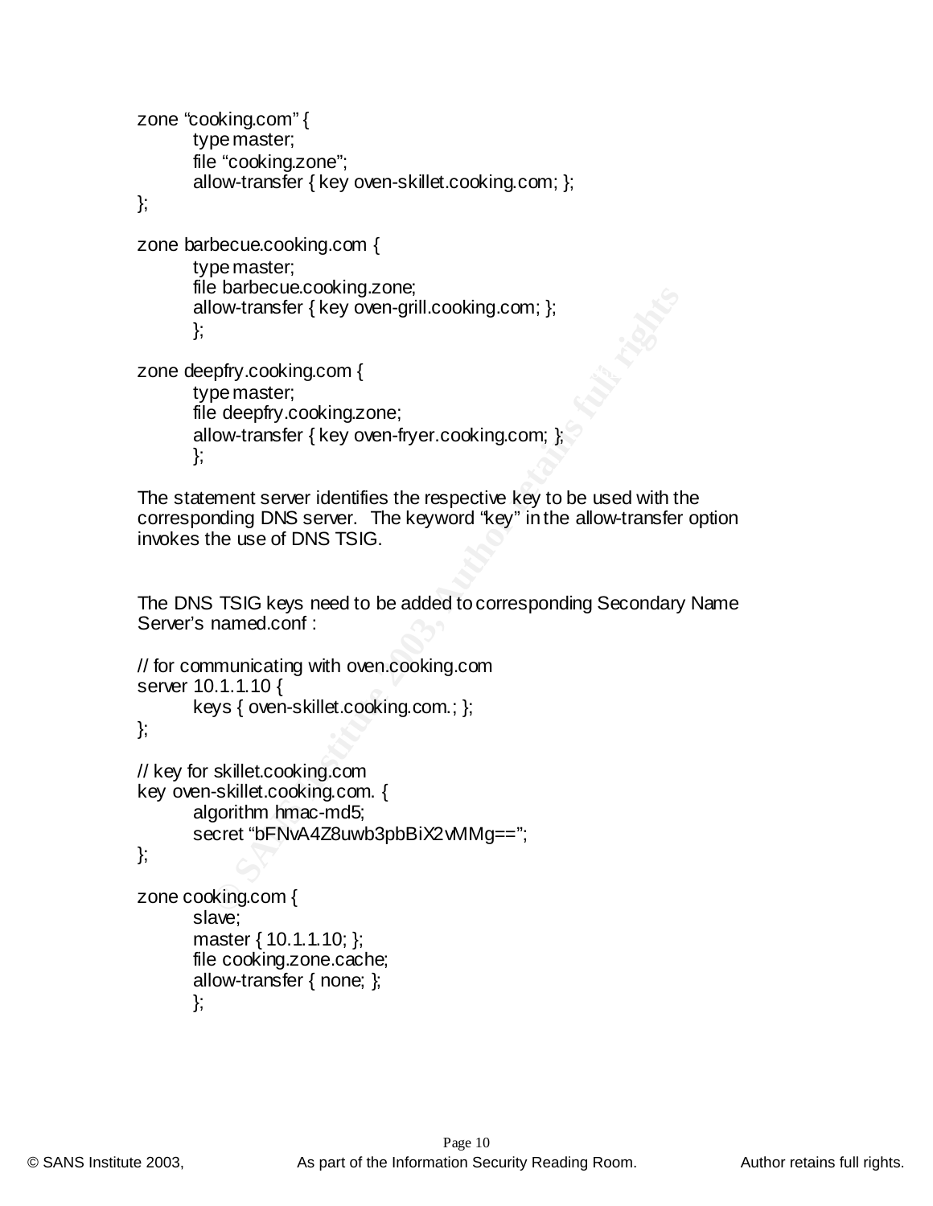```
zone "cooking.com" {
        type master;
        file "cooking.zone";
        allow-transfer { key oven-skillet.cooking.com; };
};

zone barbecue.cooking.com {
        type master;
        file barbecue.cooking.zone;
        allow-transfer { key oven-grill.cooking.com; };
        };

zone deepfry.cooking.com {
        type master;
        file deepfry.cooking.zone;
        allow-transfer { key oven-fryer.cooking.com; };
        };
```

The statement server identifies the respective key to be used with the corresponding DNS server. The keyword "key" in the allow-transfer option invokes the use of DNS TSIG.

The DNS TSIG keys need to be added to corresponding Secondary Name Server's named.conf :

```
// for communicating with oven.cooking.com
server 10.1.1.10 {
        keys { oven-skillet.cooking.com.; };
};

// key for skillet.cooking.com
key oven-skillet.cooking.com. {
        algorithm hmac-md5;
        secret "bFNvA4Z8uwb3pbBiX2vMMg==";
};

zone cooking.com {
        slave;
        master { 10.1.1.10; };
        file cooking.zone.cache;
        allow-transfer { none; };
        };
```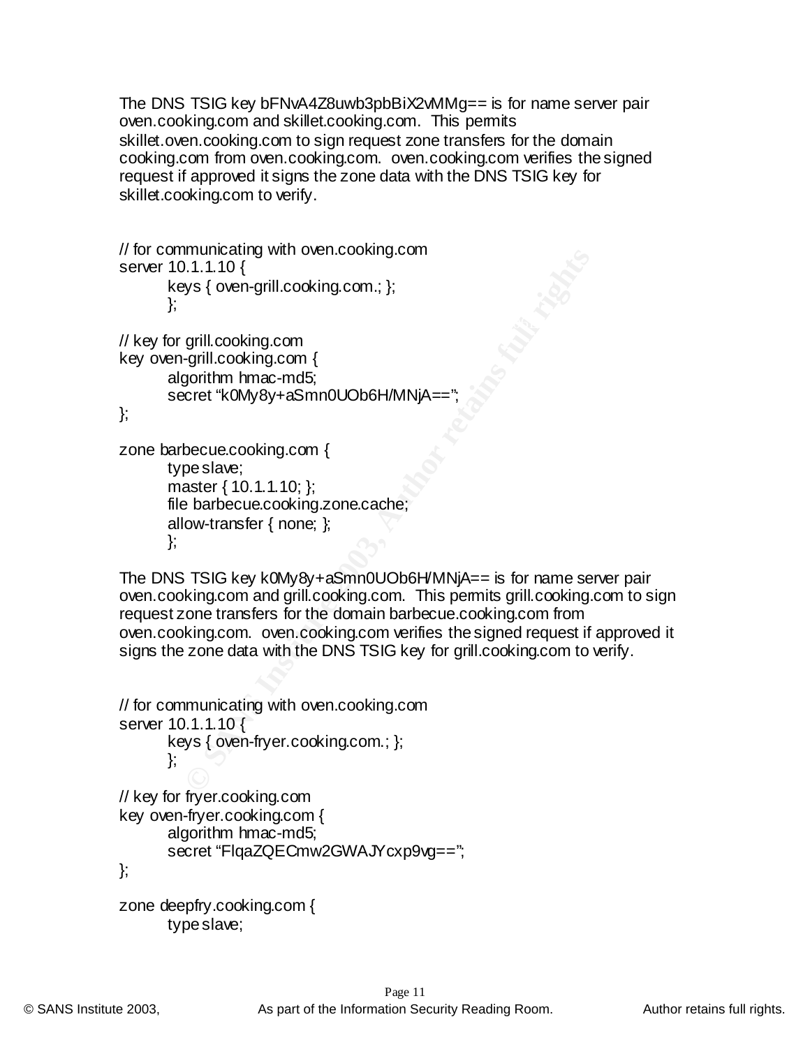The DNS TSIG key bFNvA4Z8uwb3pbBiX2vMMg== is for name server pair oven.cooking.com and skillet.cooking.com. This permits skillet.oven.cooking.com to sign request zone transfers for the domain cooking.com from oven.cooking.com. oven.cooking.com verifies the signed request if approved it signs the zone data with the DNS TSIG key for skillet.cooking.com to verify.

```
// for communicating with oven.cooking.com
server 10.1.1.10 {
        keys { oven-grill.cooking.com.; };
        };

// key for grill.cooking.com
key oven-grill.cooking.com {
        algorithm hmac-md5;
        secret "k0My8y+aSmn0UOb6H/MNjA==";
};

zone barbecue.cooking.com {
        type slave;
        master { 10.1.1.10; };
        file barbecue.cooking.zone.cache;
        allow-transfer { none; };
        };
```

The DNS TSIG key k0My8y+aSmn0UOb6H/MNjA== is for name server pair oven.cooking.com and grill.cooking.com. This permits grill.cooking.com to sign request zone transfers for the domain barbecue.cooking.com from oven.cooking.com. oven.cooking.com verifies the signed request if approved it signs the zone data with the DNS TSIG key for grill.cooking.com to verify.

```
// for communicating with oven.cooking.com
server 10.1.1.10 {
        keys { oven-fryer.cooking.com.; };
        };

// key for fryer.cooking.com
key oven-fryer.cooking.com {
        algorithm hmac-md5;
        secret "FlqaZQECmw2GWAJYcxp9vg==";
};

zone deepfry.cooking.com {
        type slave;
```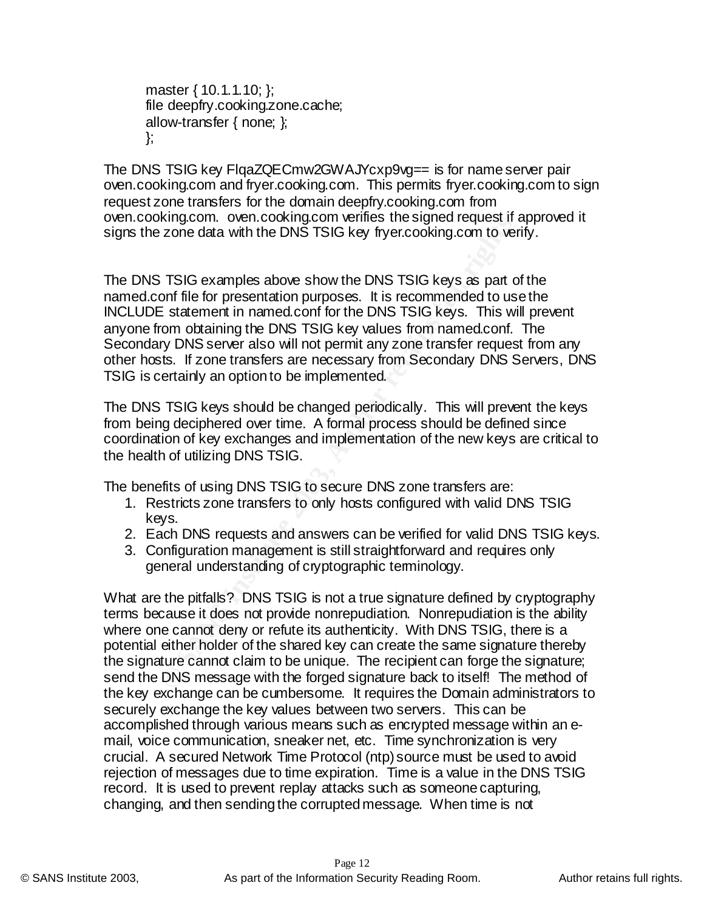```
master { 10.1.1.10; };
file deepfry.cooking.zone.cache;
allow-transfer { none; };
};
```

The DNS TSIG key FlqaZQECmw2GWAJYcxp9vg== is for name server pair oven.cooking.com and fryer.cooking.com. This permits fryer.cooking.com to sign request zone transfers for the domain deepfry.cooking.com from oven.cooking.com. oven.cooking.com verifies the signed request if approved it signs the zone data with the DNS TSIG key fryer.cooking.com to verify.

The DNS TSIG examples above show the DNS TSIG keys as part of the named.conf file for presentation purposes. It is recommended to use the INCLUDE statement in named.conf for the DNS TSIG keys. This will prevent anyone from obtaining the DNS TSIG key values from named.conf. The Secondary DNS server also will not permit any zone transfer request from any other hosts. If zone transfers are necessary from Secondary DNS Servers, DNS TSIG is certainly an option to be implemented.

The DNS TSIG keys should be changed periodically. This will prevent the keys from being deciphered over time. A formal process should be defined since coordination of key exchanges and implementation of the new keys are critical to the health of utilizing DNS TSIG.

The benefits of using DNS TSIG to secure DNS zone transfers are:

1. Restricts zone transfers to only hosts configured with valid DNS TSIG keys.
2. Each DNS requests and answers can be verified for valid DNS TSIG keys.
3. Configuration management is still straightforward and requires only general understanding of cryptographic terminology.

What are the pitfalls? DNS TSIG is not a true signature defined by cryptography terms because it does not provide nonrepudiation. Nonrepudiation is the ability where one cannot deny or refute its authenticity. With DNS TSIG, there is a potential either holder of the shared key can create the same signature thereby the signature cannot claim to be unique. The recipient can forge the signature; send the DNS message with the forged signature back to itself! The method of the key exchange can be cumbersome. It requires the Domain administrators to securely exchange the key values between two servers. This can be accomplished through various means such as encrypted message within an e-mail, voice communication, sneaker net, etc. Time synchronization is very crucial. A secured Network Time Protocol (ntp) source must be used to avoid rejection of messages due to time expiration. Time is a value in the DNS TSIG record. It is used to prevent replay attacks such as someone capturing, changing, and then sending the corrupted message. When time is not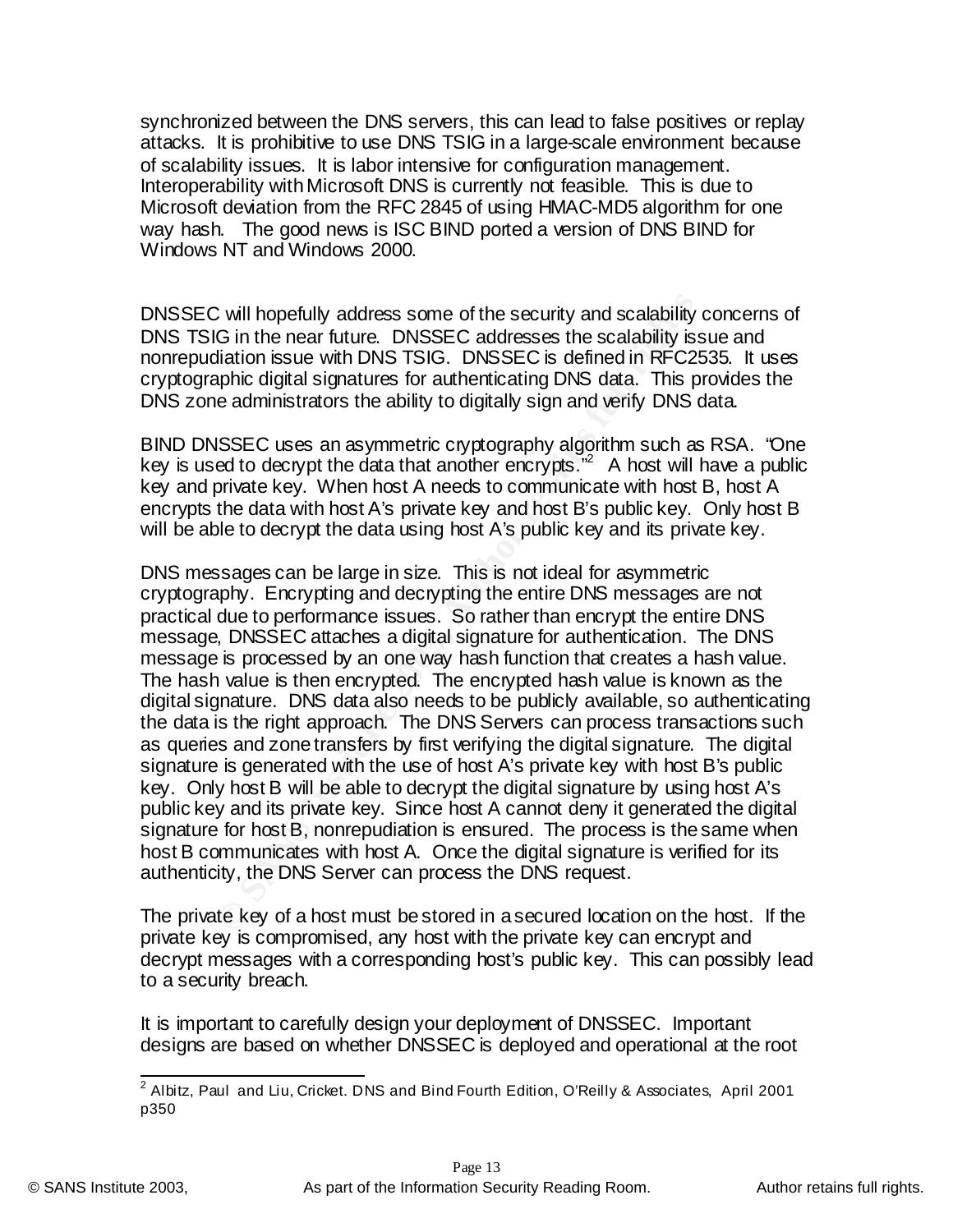synchronized between the DNS servers, this can lead to false positives or replay attacks. It is prohibitive to use DNS TSIG in a large-scale environment because of scalability issues. It is labor intensive for configuration management. Interoperability with Microsoft DNS is currently not feasible. This is due to Microsoft deviation from the RFC 2845 of using HMAC-MD5 algorithm for one way hash. The good news is ISC BIND ported a version of DNS BIND for Windows NT and Windows 2000.

DNSSEC will hopefully address some of the security and scalability concerns of DNS TSIG in the near future. DNSSEC addresses the scalability issue and nonrepudiation issue with DNS TSIG. DNSSEC is defined in RFC2535. It uses cryptographic digital signatures for authenticating DNS data. This provides the DNS zone administrators the ability to digitally sign and verify DNS data.

BIND DNSSEC uses an asymmetric cryptography algorithm such as RSA. "One key is used to decrypt the data that another encrypts."[2] A host will have a public key and private key. When host A needs to communicate with host B, host A encrypts the data with host A's private key and host B's public key. Only host B will be able to decrypt the data using host A's public key and its private key.

DNS messages can be large in size. This is not ideal for asymmetric cryptography. Encrypting and decrypting the entire DNS messages are not practical due to performance issues. So rather than encrypt the entire DNS message, DNSSEC attaches a digital signature for authentication. The DNS message is processed by an one way hash function that creates a hash value. The hash value is then encrypted. The encrypted hash value is known as the digital signature. DNS data also needs to be publicly available, so authenticating the data is the right approach. The DNS Servers can process transactions such as queries and zone transfers by first verifying the digital signature. The digital signature is generated with the use of host A's private key with host B's public key. Only host B will be able to decrypt the digital signature by using host A's public key and its private key. Since host A cannot deny it generated the digital signature for host B, nonrepudiation is ensured. The process is the same when host B communicates with host A. Once the digital signature is verified for its authenticity, the DNS Server can process the DNS request.

The private key of a host must be stored in a secured location on the host. If the private key is compromised, any host with the private key can encrypt and decrypt messages with a corresponding host's public key. This can possibly lead to a security breach.

It is important to carefully design your deployment of DNSSEC. Important designs are based on whether DNSSEC is deployed and operational at the root

---

[2] Albitz, Paul and Liu, Cricket. DNS and Bind Fourth Edition, O'Reilly & Associates, April 2001 p350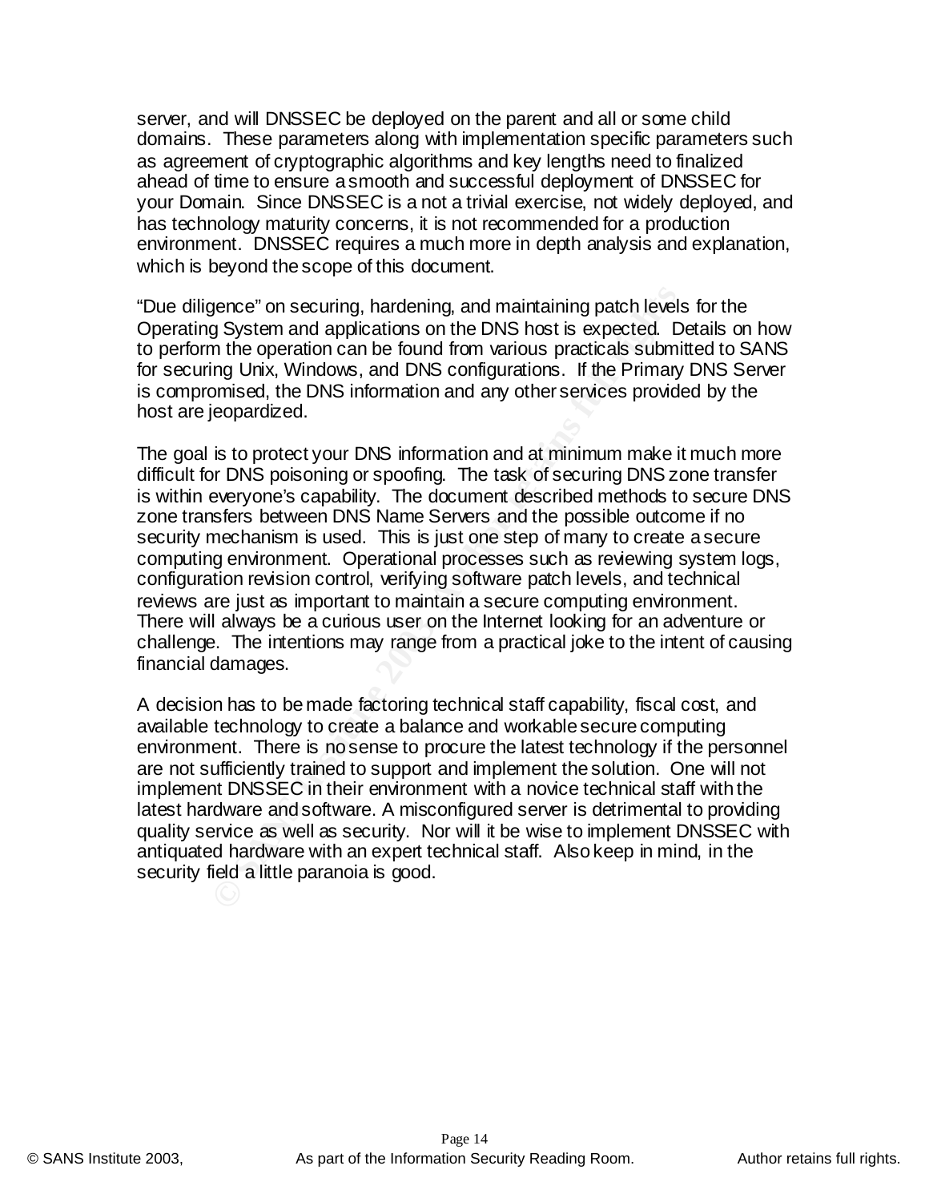server, and will DNSSEC be deployed on the parent and all or some child domains. These parameters along with implementation specific parameters such as agreement of cryptographic algorithms and key lengths need to finalized ahead of time to ensure a smooth and successful deployment of DNSSEC for your Domain. Since DNSSEC is a not a trivial exercise, not widely deployed, and has technology maturity concerns, it is not recommended for a production environment. DNSSEC requires a much more in depth analysis and explanation, which is beyond the scope of this document.

"Due diligence" on securing, hardening, and maintaining patch levels for the Operating System and applications on the DNS host is expected. Details on how to perform the operation can be found from various practicals submitted to SANS for securing Unix, Windows, and DNS configurations. If the Primary DNS Server is compromised, the DNS information and any other services provided by the host are jeopardized.

The goal is to protect your DNS information and at minimum make it much more difficult for DNS poisoning or spoofing. The task of securing DNS zone transfer is within everyone's capability. The document described methods to secure DNS zone transfers between DNS Name Servers and the possible outcome if no security mechanism is used. This is just one step of many to create a secure computing environment. Operational processes such as reviewing system logs, configuration revision control, verifying software patch levels, and technical reviews are just as important to maintain a secure computing environment. There will always be a curious user on the Internet looking for an adventure or challenge. The intentions may range from a practical joke to the intent of causing financial damages.

A decision has to be made factoring technical staff capability, fiscal cost, and available technology to create a balance and workable secure computing environment. There is no sense to procure the latest technology if the personnel are not sufficiently trained to support and implement the solution. One will not implement DNSSEC in their environment with a novice technical staff with the latest hardware and software. A misconfigured server is detrimental to providing quality service as well as security. Nor will it be wise to implement DNSSEC with antiquated hardware with an expert technical staff. Also keep in mind, in the security field a little paranoia is good.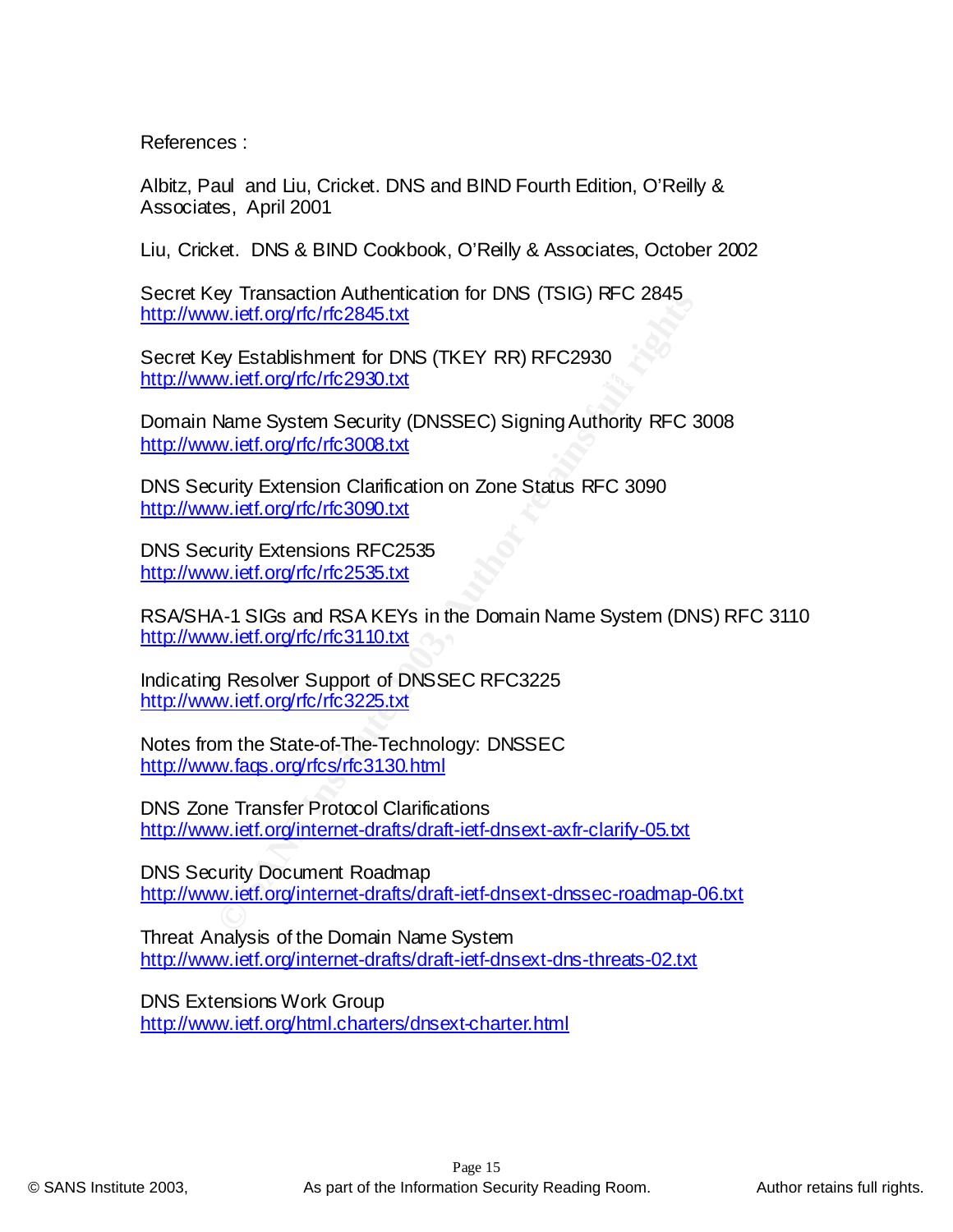References :

Albitz, Paul and Liu, Cricket. DNS and BIND Fourth Edition, O'Reilly & Associates, April 2001

Liu, Cricket. DNS & BIND Cookbook, O'Reilly & Associates, October 2002

Secret Key Transaction Authentication for DNS (TSIG) RFC 2845
http://www.ietf.org/rfc/rfc2845.txt

Secret Key Establishment for DNS (TKEY RR) RFC2930
http://www.ietf.org/rfc/rfc2930.txt

Domain Name System Security (DNSSEC) Signing Authority RFC 3008
http://www.ietf.org/rfc/rfc3008.txt

DNS Security Extension Clarification on Zone Status RFC 3090
http://www.ietf.org/rfc/rfc3090.txt

DNS Security Extensions RFC2535
http://www.ietf.org/rfc/rfc2535.txt

RSA/SHA-1 SIGs and RSA KEYs in the Domain Name System (DNS) RFC 3110
http://www.ietf.org/rfc/rfc3110.txt

Indicating Resolver Support of DNSSEC RFC3225
http://www.ietf.org/rfc/rfc3225.txt

Notes from the State-of-The-Technology: DNSSEC
http://www.faqs.org/rfcs/rfc3130.html

DNS Zone Transfer Protocol Clarifications
http://www.ietf.org/internet-drafts/draft-ietf-dnsext-axfr-clarify-05.txt

DNS Security Document Roadmap
http://www.ietf.org/internet-drafts/draft-ietf-dnsext-dnssec-roadmap-06.txt

Threat Analysis of the Domain Name System
http://www.ietf.org/internet-drafts/draft-ietf-dnsext-dns-threats-02.txt

DNS Extensions Work Group
http://www.ietf.org/html.charters/dnsext-charter.html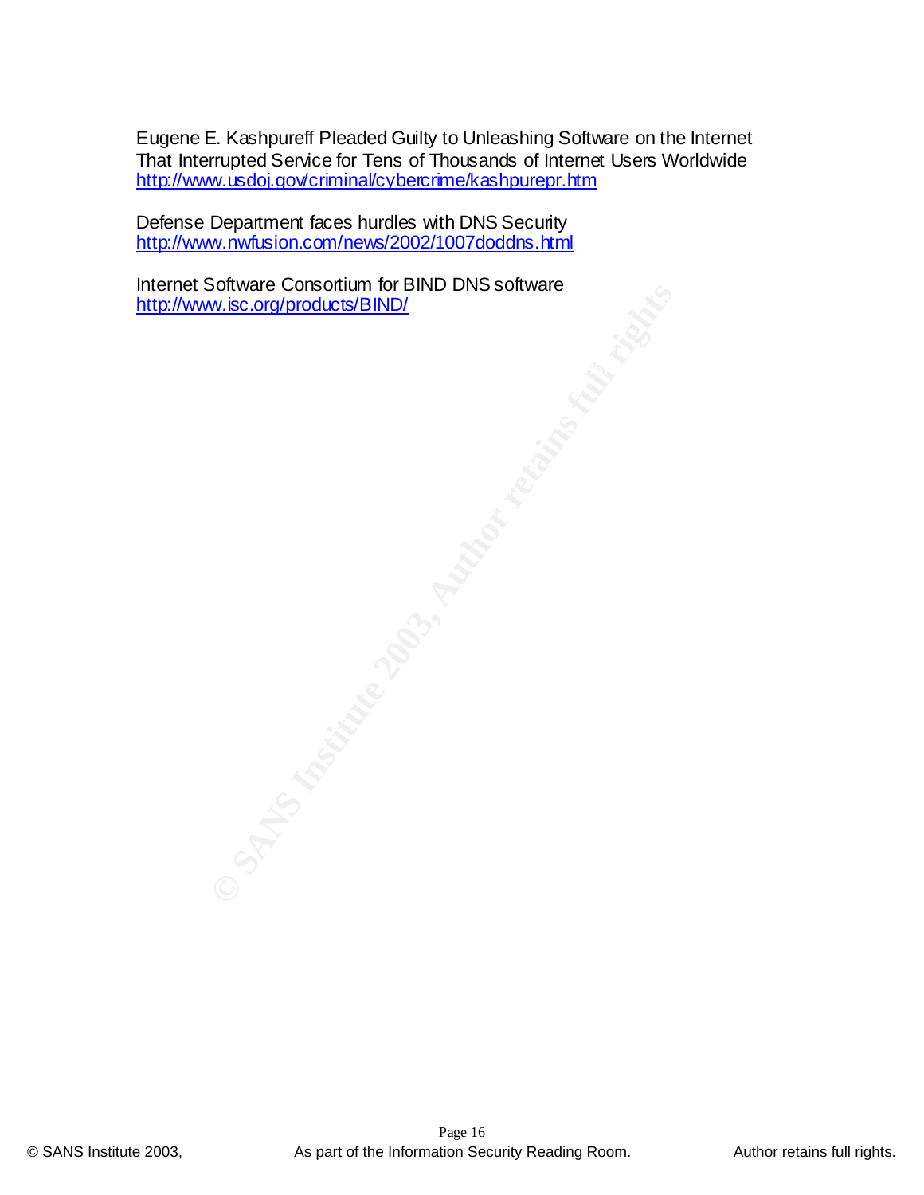Eugene E. Kashpureff Pleaded Guilty to Unleashing Software on the Internet That Interrupted Service for Tens of Thousands of Internet Users Worldwide
http://www.usdoj.gov/criminal/cybercrime/kashpurepr.htm

Defense Department faces hurdles with DNS Security
http://www.nwfusion.com/news/2002/1007doddns.html

Internet Software Consortium for BIND DNS software
http://www.isc.org/products/BIND/